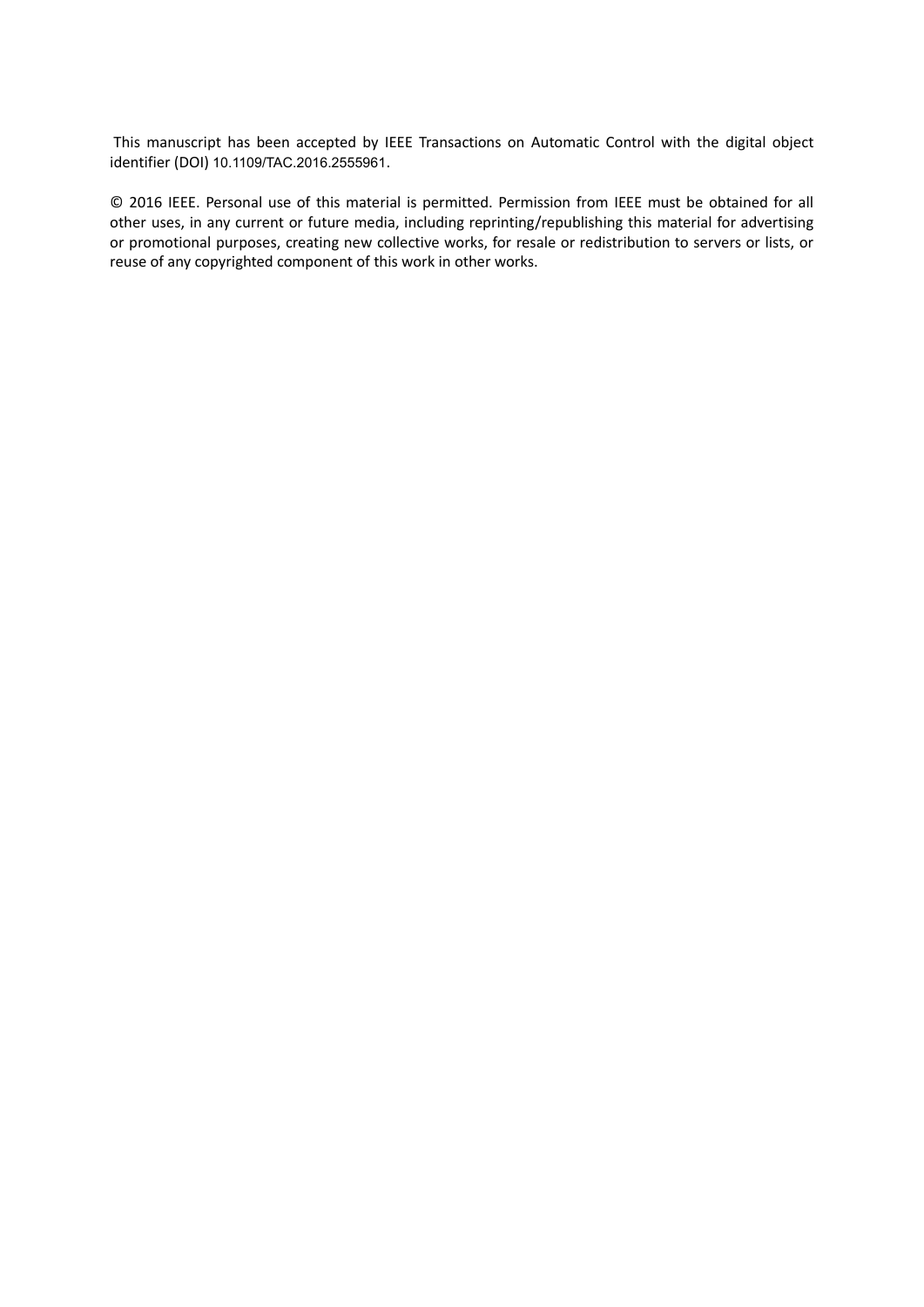This manuscript has been accepted by IEEE Transactions on Automatic Control with the digital object identifier (DOI) 10.1109/TAC.2016.2555961.

© 2016 IEEE. Personal use of this material is permitted. Permission from IEEE must be obtained for all other uses, in any current or future media, including reprinting/republishing this material for advertising or promotional purposes, creating new collective works, for resale or redistribution to servers or lists, or reuse of any copyrighted component of this work in other works.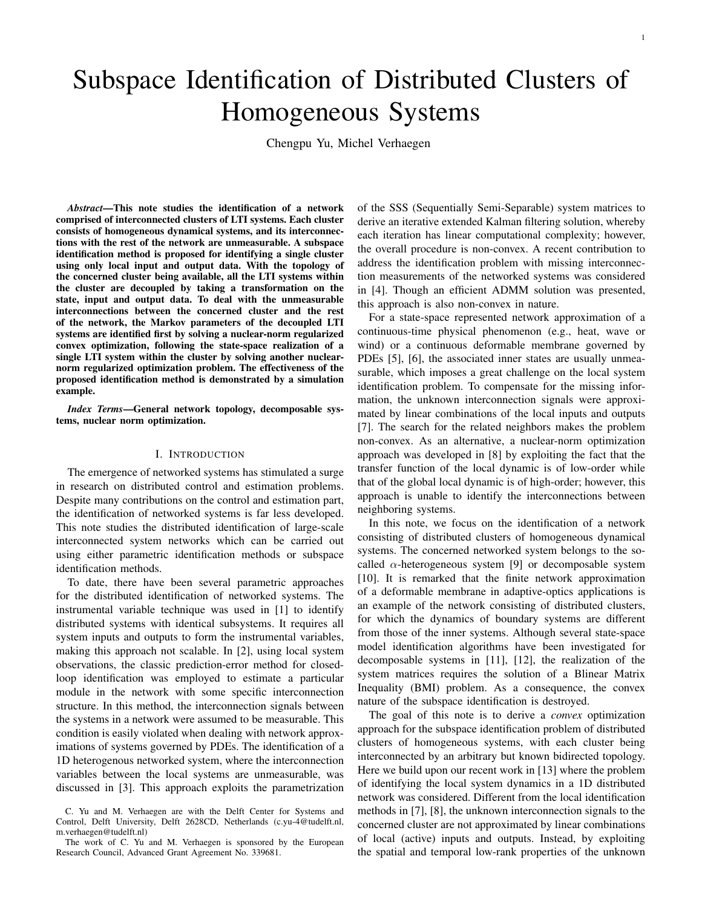# Subspace Identification of Distributed Clusters of Homogeneous Systems

Chengpu Yu, Michel Verhaegen

***Abstract*—This note studies the identification of a network comprised of interconnected clusters of LTI systems. Each cluster consists of homogeneous dynamical systems, and its interconnections with the rest of the network are unmeasurable. A subspace identification method is proposed for identifying a single cluster using only local input and output data. With the topology of the concerned cluster being available, all the LTI systems within the cluster are decoupled by taking a transformation on the state, input and output data. To deal with the unmeasurable interconnections between the concerned cluster and the rest of the network, the Markov parameters of the decoupled LTI systems are identified first by solving a nuclear-norm regularized convex optimization, following the state-space realization of a single LTI system within the cluster by solving another nuclear-norm regularized optimization problem. The effectiveness of the proposed identification method is demonstrated by a simulation example.**

***Index Terms*—General network topology, decomposable systems, nuclear norm optimization.**

## I. Introduction

The emergence of networked systems has stimulated a surge in research on distributed control and estimation problems. Despite many contributions on the control and estimation part, the identification of networked systems is far less developed. This note studies the distributed identification of large-scale interconnected system networks which can be carried out using either parametric identification methods or subspace identification methods.

To date, there have been several parametric approaches for the distributed identification of networked systems. The instrumental variable technique was used in [1] to identify distributed systems with identical subsystems. It requires all system inputs and outputs to form the instrumental variables, making this approach not scalable. In [2], using local system observations, the classic prediction-error method for closed-loop identification was employed to estimate a particular module in the network with some specific interconnection structure. In this method, the interconnection signals between the systems in a network were assumed to be measurable. This condition is easily violated when dealing with network approximations of systems governed by PDEs. The identification of a 1D heterogenous networked system, where the interconnection variables between the local systems are unmeasurable, was discussed in [3]. This approach exploits the parametrization of the SSS (Sequentially Semi-Separable) system matrices to derive an iterative extended Kalman filtering solution, whereby each iteration has linear computational complexity; however, the overall procedure is non-convex. A recent contribution to address the identification problem with missing interconnection measurements of the networked systems was considered in [4]. Though an efficient ADMM solution was presented, this approach is also non-convex in nature.

For a state-space represented network approximation of a continuous-time physical phenomenon (e.g., heat, wave or wind) or a continuous deformable membrane governed by PDEs [5], [6], the associated inner states are usually unmeasurable, which imposes a great challenge on the local system identification problem. To compensate for the missing information, the unknown interconnection signals were approximated by linear combinations of the local inputs and outputs [7]. The search for the related neighbors makes the problem non-convex. As an alternative, a nuclear-norm optimization approach was developed in [8] by exploiting the fact that the transfer function of the local dynamic is of low-order while that of the global local dynamic is of high-order; however, this approach is unable to identify the interconnections between neighboring systems.

In this note, we focus on the identification of a network consisting of distributed clusters of homogeneous dynamical systems. The concerned networked system belongs to the so-called $\alpha$-heterogeneous system [9] or decomposable system [10]. It is remarked that the finite network approximation of a deformable membrane in adaptive-optics applications is an example of the network consisting of distributed clusters, for which the dynamics of boundary systems are different from those of the inner systems. Although several state-space model identification algorithms have been investigated for decomposable systems in [11], [12], the realization of the system matrices requires the solution of a Blinear Matrix Inequality (BMI) problem. As a consequence, the convex nature of the subspace identification is destroyed.

The goal of this note is to derive a *convex* optimization approach for the subspace identification problem of distributed clusters of homogeneous systems, with each cluster being interconnected by an arbitrary but known bidirected topology. Here we build upon our recent work in [13] where the problem of identifying the local system dynamics in a 1D distributed network was considered. Different from the local identification methods in [7], [8], the unknown interconnection signals to the concerned cluster are not approximated by linear combinations of local (active) inputs and outputs. Instead, by exploiting the spatial and temporal low-rank properties of the unknown

C. Yu and M. Verhaegen are with the Delft Center for Systems and Control, Delft University, Delft 2628CD, Netherlands (c.yu-4@tudelft.nl, m.verhaegen@tudelft.nl)

The work of C. Yu and M. Verhaegen is sponsored by the European Research Council, Advanced Grant Agreement No. 339681.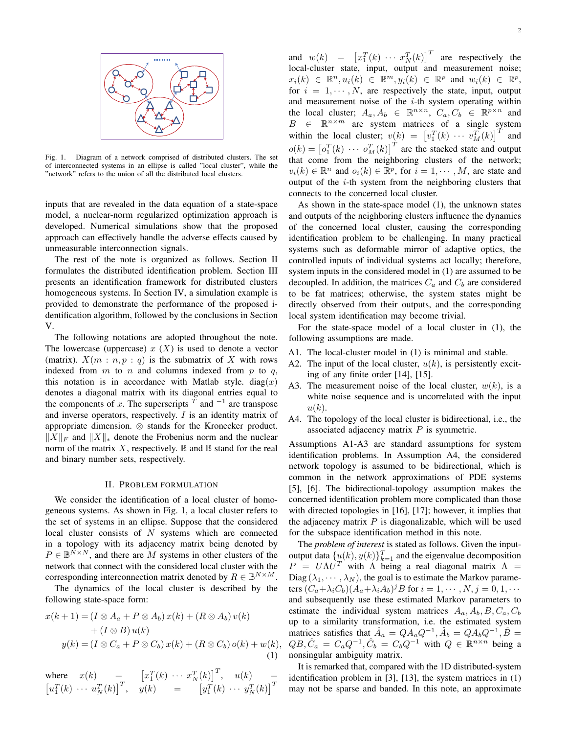Fig. 1. Diagram of a network comprised of distributed clusters. The set of interconnected systems in an ellipse is called "local cluster", while the "network" refers to the union of all the distributed local clusters.

inputs that are revealed in the data equation of a state-space model, a nuclear-norm regularized optimization approach is developed. Numerical simulations show that the proposed approach can effectively handle the adverse effects caused by unmeasurable interconnection signals.

The rest of the note is organized as follows. Section II formulates the distributed identification problem. Section III presents an identification framework for distributed clusters homogeneous systems. In Section IV, a simulation example is provided to demonstrate the performance of the proposed identification algorithm, followed by the conclusions in Section V.

The following notations are adopted throughout the note. The lowercase $x$ ($X$) is used to denote a vector (matrix). $X(m:n,p:q)$ is the submatrix of $X$ with rows indexed from $m$ to $n$ and columns indexed from $p$ to $q$, this notation is in accordance with Matlab style. $\text{diag}(x)$ denotes a diagonal matrix with its diagonal entries equal to the components of $x$. The superscripts $^T$ and $^{-1}$ are transpose and inverse operators, respectively. $I$ is an identity matrix of appropriate dimension. $\otimes$ stands for the Kronecker product. $\|X\|_F$ and $\|X\|_*$ denote the Frobenius norm and the nuclear norm of the matrix $X$, respectively. $\mathbb{R}$ and $\mathbb{B}$ stand for the real and binary number sets, respectively.

## II. Problem Formulation

We consider the identification of a local cluster of homogeneous systems. As shown in Fig. 1, a local cluster refers to the set of systems in an ellipse. Suppose that the considered local cluster consists of $N$ systems which are connected in a topology with its adjacency matrix being denoted by $P \in \mathbb{B}^{N\times N}$, and there are $M$ systems in other clusters of the network that connect with the considered local cluster with the corresponding interconnection matrix denoted by $R \in \mathbb{B}^{N\times M}$.

The dynamics of the local cluster is described by the following state-space form:

$$
\begin{aligned}
x(k+1) &= (I\otimes A_a + P\otimes A_b)\,x(k) + (R\otimes A_b)\,v(k) \\
&\quad + (I\otimes B)\,u(k) \\
y(k) &= (I\otimes C_a + P\otimes C_b)\,x(k) + (R\otimes C_b)\,o(k) + w(k),
\end{aligned}
\tag{1}
$$

where $x(k) = \begin{bmatrix} x_1^T(k) & \cdots & x_N^T(k)\end{bmatrix}^T$, $u(k) = \begin{bmatrix} u_1^T(k) & \cdots & u_N^T(k)\end{bmatrix}^T$, $y(k) = \begin{bmatrix} y_1^T(k) & \cdots & y_N^T(k)\end{bmatrix}^T$ and $w(k) = \begin{bmatrix} x_1^T(k) & \cdots & x_N^T(k)\end{bmatrix}^T$ are respectively the local-cluster state, input, output and measurement noise; $x_i(k) \in \mathbb{R}^n, u_i(k) \in \mathbb{R}^m, y_i(k) \in \mathbb{R}^p$ and $w_i(k) \in \mathbb{R}^p$, for $i = 1,\cdots,N$, are respectively the state, input, output and measurement noise of the $i$-th system operating within the local cluster; $A_a, A_b \in \mathbb{R}^{n\times n}$, $C_a, C_b \in \mathbb{R}^{p\times n}$ and $B \in \mathbb{R}^{n\times m}$ are system matrices of a single system within the local cluster; $v(k) = \begin{bmatrix} v_1^T(k) & \cdots & v_M^T(k)\end{bmatrix}^T$ and $o(k) = \begin{bmatrix} o_1^T(k) & \cdots & o_M^T(k)\end{bmatrix}^T$ are the stacked state and output that come from the neighboring clusters of the network; $v_i(k) \in \mathbb{R}^n$ and $o_i(k) \in \mathbb{R}^p$, for $i = 1,\cdots,M$, are state and output of the $i$-th system from the neighboring clusters that connects to the concerned local cluster.

As shown in the state-space model (1), the unknown states and outputs of the neighboring clusters influence the dynamics of the concerned local cluster, causing the corresponding identification problem to be challenging. In many practical systems such as deformable mirror of adaptive optics, the controlled inputs of individual systems act locally; therefore, system inputs in the considered model in (1) are assumed to be decoupled. In addition, the matrices $C_a$ and $C_b$ are considered to be fat matrices; otherwise, the system states might be directly observed from their outputs, and the corresponding local system identification may become trivial.

For the state-space model of a local cluster in (1), the following assumptions are made.

- A1. The local-cluster model in (1) is minimal and stable.
- A2. The input of the local cluster, $u(k)$, is persistently exciting of any finite order [14], [15].
- A3. The measurement noise of the local cluster, $w(k)$, is a white noise sequence and is uncorrelated with the input $u(k)$.
- A4. The topology of the local cluster is bidirectional, i.e., the associated adjacency matrix $P$ is symmetric.

Assumptions A1-A3 are standard assumptions for system identification problems. In Assumption A4, the considered network topology is assumed to be bidirectional, which is common in the network approximations of PDE systems [5], [6]. The bidirectional-topology assumption makes the concerned identification problem more complicated than those with directed topologies in [16], [17]; however, it implies that the adjacency matrix $P$ is diagonalizable, which will be used for the subspace identification method in this note.

The *problem of interest* is stated as follows. Given the input-output data $\{u(k), y(k)\}_{k=1}^{T}$ and the eigenvalue decomposition $P = U\Lambda U^T$ with $\Lambda$ being a real diagonal matrix $\Lambda = \text{Diag}(\lambda_1,\cdots,\lambda_N)$, the goal is to estimate the Markov parameters $(C_a+\lambda_i C_b)(A_a+\lambda_i A_b)^j B$ for $i = 1,\cdots,N, j = 0,1,\cdots$ and subsequently use these estimated Markov parameters to estimate the individual system matrices $A_a, A_b, B, C_a, C_b$ up to a similarity transformation, i.e. the estimated system matrices satisfies that $\hat{A}_a = QA_aQ^{-1}, \hat{A}_b = QA_bQ^{-1}, \hat{B} = QB, \hat{C}_a = C_aQ^{-1}, \hat{C}_b = C_bQ^{-1}$ with $Q \in \mathbb{R}^{n\times n}$ being a nonsingular ambiguity matrix.

It is remarked that, compared with the 1D distributed-system identification problem in [3], [13], the system matrices in (1) may not be sparse and banded. In this note, an approximate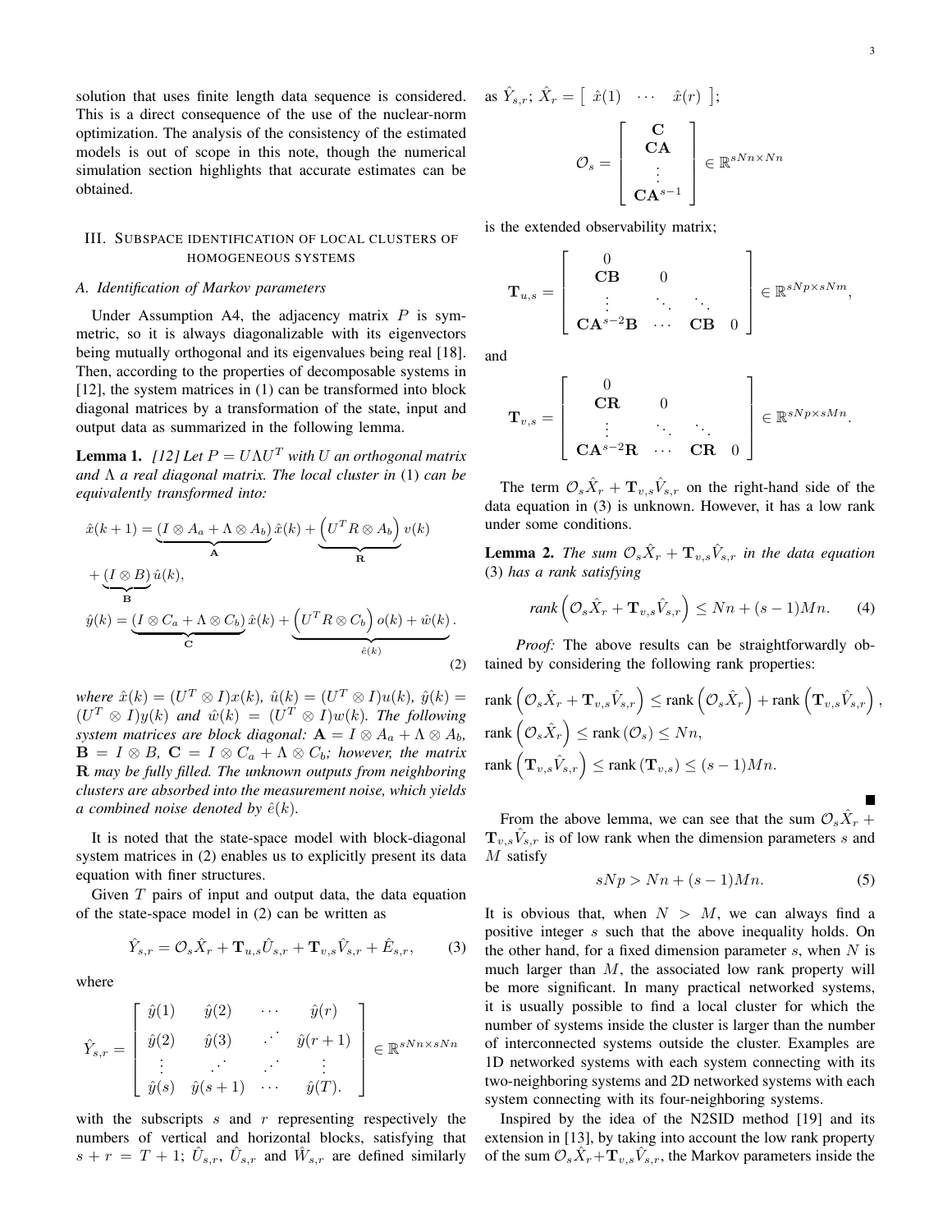solution that uses finite length data sequence is considered. This is a direct consequence of the use of the nuclear-norm optimization. The analysis of the consistency of the estimated models is out of scope in this note, though the numerical simulation section highlights that accurate estimates can be obtained.

## III. Subspace identification of local clusters of homogeneous systems

### A. Identification of Markov parameters

Under Assumption A4, the adjacency matrix $P$ is symmetric, so it is always diagonalizable with its eigenvectors being mutually orthogonal and its eigenvalues being real [18]. Then, according to the properties of decomposable systems in [12], the system matrices in (1) can be transformed into block diagonal matrices by a transformation of the state, input and output data as summarized in the following lemma.

**Lemma 1.** *[12] Let $P = U\Lambda U^T$ with $U$ an orthogonal matrix and $\Lambda$ a real diagonal matrix. The local cluster in* (1) *can be equivalently transformed into:*

$$
\begin{aligned}
\hat{x}(k+1) &= \underbrace{\left(I \otimes A_a + \Lambda \otimes A_b\right)}_{\mathbf{A}} \hat{x}(k) + \underbrace{\left(U^T R \otimes A_b\right)}_{\mathbf{R}} v(k) \\
&+ \underbrace{\left(I \otimes B\right)}_{\mathbf{B}} \hat{u}(k), \\
\hat{y}(k) &= \underbrace{\left(I \otimes C_a + \Lambda \otimes C_b\right)}_{\mathbf{C}} \hat{x}(k) + \underbrace{\left(U^T R \otimes C_b\right) o(k) + \hat{w}(k)}_{\hat{e}(k)}.
\end{aligned} \tag{2}
$$

*where $\hat{x}(k) = (U^T \otimes I)x(k)$, $\hat{u}(k) = (U^T \otimes I)u(k)$, $\hat{y}(k) = (U^T \otimes I)y(k)$ and $\hat{w}(k) = (U^T \otimes I)w(k)$. The following system matrices are block diagonal: $\mathbf{A} = I \otimes A_a + \Lambda \otimes A_b$, $\mathbf{B} = I \otimes B$, $\mathbf{C} = I \otimes C_a + \Lambda \otimes C_b$; however, the matrix $\mathbf{R}$ may be fully filled. The unknown outputs from neighboring clusters are absorbed into the measurement noise, which yields a combined noise denoted by $\hat{e}(k)$.*

It is noted that the state-space model with block-diagonal system matrices in (2) enables us to explicitly present its data equation with finer structures.

Given $T$ pairs of input and output data, the data equation of the state-space model in (2) can be written as

$$
\hat{Y}_{s,r} = \mathcal{O}_s \hat{X}_r + \mathbf{T}_{u,s} \hat{U}_{s,r} + \mathbf{T}_{v,s} \hat{V}_{s,r} + \hat{E}_{s,r}, \tag{3}
$$

where

$$
\hat{Y}_{s,r} = \begin{bmatrix} \hat{y}(1) & \hat{y}(2) & \cdots & \hat{y}(r) \\ \hat{y}(2) & \hat{y}(3) & \iddots & \hat{y}(r+1) \\ \vdots & \iddots & \iddots & \vdots \\ \hat{y}(s) & \hat{y}(s+1) & \cdots & \hat{y}(T). \end{bmatrix} \in \mathbb{R}^{sNn \times sNn}
$$

with the subscripts $s$ and $r$ representing respectively the numbers of vertical and horizontal blocks, satisfying that $s + r = T + 1$; $\hat{U}_{s,r}$, $\hat{U}_{s,r}$ and $\hat{W}_{s,r}$ are defined similarly as $\hat{Y}_{s,r}$; $\hat{X}_r = \begin{bmatrix} \hat{x}(1) & \cdots & \hat{x}(r) \end{bmatrix}$;

$$
\mathcal{O}_s = \begin{bmatrix} \mathbf{C} \\ \mathbf{CA} \\ \vdots \\ \mathbf{CA}^{s-1} \end{bmatrix} \in \mathbb{R}^{sNn \times Nn}
$$

is the extended observability matrix;

$$
\mathbf{T}_{u,s} = \begin{bmatrix} 0 & & & \\ \mathbf{CB} & 0 & & \\ \vdots & \ddots & \ddots & \\ \mathbf{CA}^{s-2}\mathbf{B} & \cdots & \mathbf{CB} & 0 \end{bmatrix} \in \mathbb{R}^{sNp \times sNm},
$$

and

$$
\mathbf{T}_{v,s} = \begin{bmatrix} 0 & & & \\ \mathbf{CR} & 0 & & \\ \vdots & \ddots & \ddots & \\ \mathbf{CA}^{s-2}\mathbf{R} & \cdots & \mathbf{CR} & 0 \end{bmatrix} \in \mathbb{R}^{sNp \times sMn}.
$$

The term $\mathcal{O}_s \hat{X}_r + \mathbf{T}_{v,s} \hat{V}_{s,r}$ on the right-hand side of the data equation in (3) is unknown. However, it has a low rank under some conditions.

**Lemma 2.** *The sum $\mathcal{O}_s \hat{X}_r + \mathbf{T}_{v,s} \hat{V}_{s,r}$ in the data equation* (3) *has a rank satisfying*

$$
\textit{rank}\left(\mathcal{O}_s \hat{X}_r + \mathbf{T}_{v,s} \hat{V}_{s,r}\right) \leq Nn + (s-1)Mn. \tag{4}
$$

*Proof:* The above results can be straightforwardly obtained by considering the following rank properties:

$$
\begin{aligned}
&\text{rank}\left(\mathcal{O}_s \hat{X}_r + \mathbf{T}_{v,s} \hat{V}_{s,r}\right) \leq \text{rank}\left(\mathcal{O}_s \hat{X}_r\right) + \text{rank}\left(\mathbf{T}_{v,s} \hat{V}_{s,r}\right), \\
&\text{rank}\left(\mathcal{O}_s \hat{X}_r\right) \leq \text{rank}\left(\mathcal{O}_s\right) \leq Nn, \\
&\text{rank}\left(\mathbf{T}_{v,s} \hat{V}_{s,r}\right) \leq \text{rank}\left(\mathbf{T}_{v,s}\right) \leq (s-1)Mn.
\end{aligned}
$$

∎

From the above lemma, we can see that the sum $\mathcal{O}_s \hat{X}_r + \mathbf{T}_{v,s} \hat{V}_{s,r}$ is of low rank when the dimension parameters $s$ and $M$ satisfy

$$
sNp > Nn + (s-1)Mn. \tag{5}
$$

It is obvious that, when $N > M$, we can always find a positive integer $s$ such that the above inequality holds. On the other hand, for a fixed dimension parameter $s$, when $N$ is much larger than $M$, the associated low rank property will be more significant. In many practical networked systems, it is usually possible to find a local cluster for which the number of systems inside the cluster is larger than the number of interconnected systems outside the cluster. Examples are 1D networked systems with each system connecting with its two-neighboring systems and 2D networked systems with each system connecting with its four-neighboring systems.

Inspired by the idea of the N2SID method [19] and its extension in [13], by taking into account the low rank property of the sum $\mathcal{O}_s \hat{X}_r + \mathbf{T}_{v,s} \hat{V}_{s,r}$, the Markov parameters inside the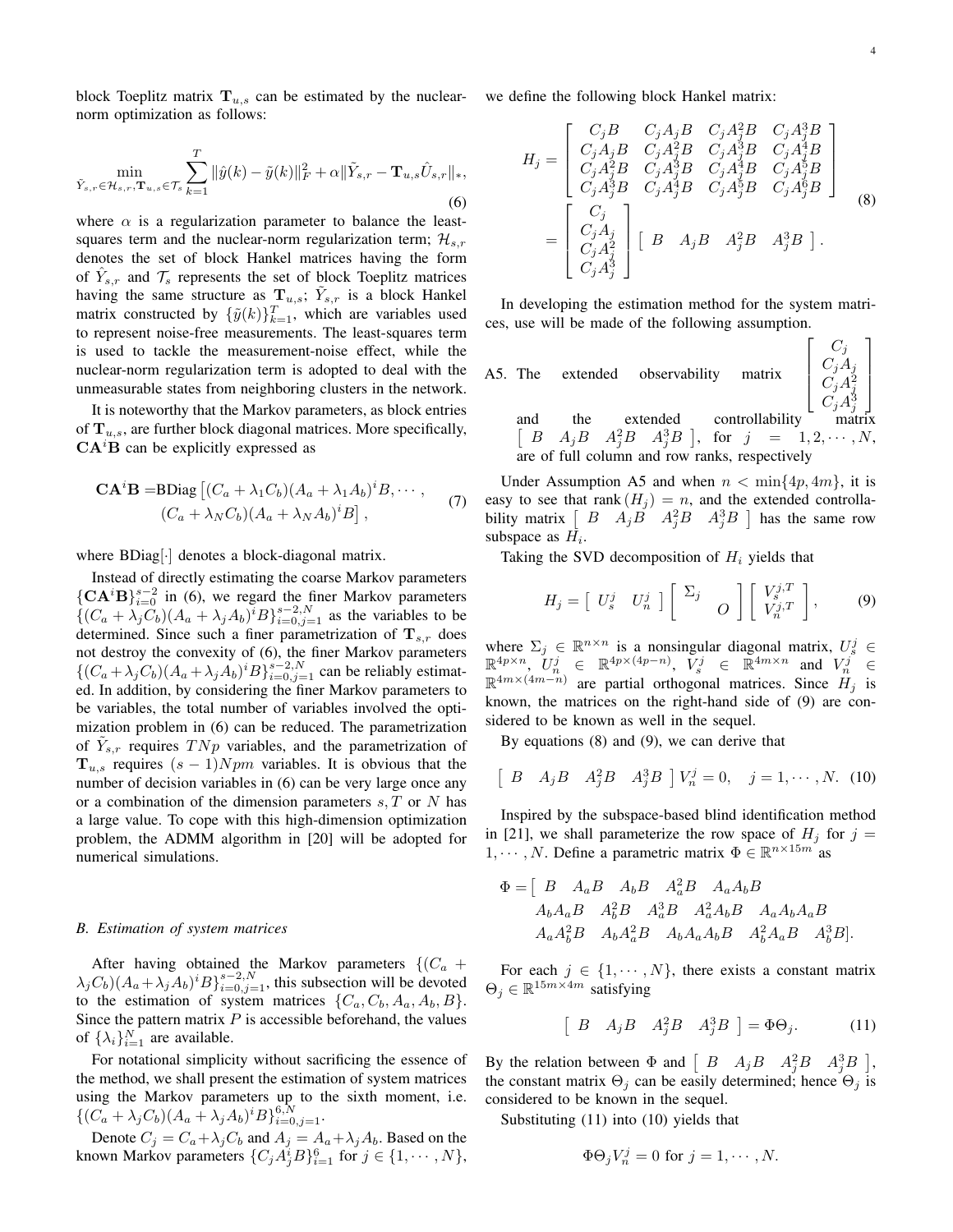block Toeplitz matrix $\mathbf{T}_{u,s}$ can be estimated by the nuclear-norm optimization as follows:

$$\min_{\tilde{Y}_{s,r}\in\mathcal{H}_{s,r},\mathbf{T}_{u,s}\in\mathcal{T}_s} \sum_{k=1}^{T}\|\hat{y}(k)-\tilde{y}(k)\|_F^2+\alpha\|\tilde{Y}_{s,r}-\mathbf{T}_{u,s}\hat{U}_{s,r}\|_*, \tag{6}$$

where $\alpha$ is a regularization parameter to balance the least-squares term and the nuclear-norm regularization term; $\mathcal{H}_{s,r}$ denotes the set of block Hankel matrices having the form of $\hat{Y}_{s,r}$ and $\mathcal{T}_s$ represents the set of block Toeplitz matrices having the same structure as $\mathbf{T}_{u,s}$; $\tilde{Y}_{s,r}$ is a block Hankel matrix constructed by $\{\tilde{y}(k)\}_{k=1}^T$, which are variables used to represent noise-free measurements. The least-squares term is used to tackle the measurement-noise effect, while the nuclear-norm regularization term is adopted to deal with the unmeasurable states from neighboring clusters in the network.

It is noteworthy that the Markov parameters, as block entries of $\mathbf{T}_{u,s}$, are further block diagonal matrices. More specifically, $\mathbf{C}\mathbf{A}^i\mathbf{B}$ can be explicitly expressed as

$$\begin{aligned}\mathbf{C}\mathbf{A}^i\mathbf{B} =& \mathrm{BDiag}\left[(C_a+\lambda_1 C_b)(A_a+\lambda_1 A_b)^iB,\cdots,\right.\\ &\left.(C_a+\lambda_N C_b)(A_a+\lambda_N A_b)^iB\right],\end{aligned} \tag{7}$$

where BDiag$[\cdot]$ denotes a block-diagonal matrix.

Instead of directly estimating the coarse Markov parameters $\{\mathbf{C}\mathbf{A}^i\mathbf{B}\}_{i=0}^{s-2}$ in (6), we regard the finer Markov parameters $\{(C_a+\lambda_jC_b)(A_a+\lambda_jA_b)^iB\}_{i=0,j=1}^{s-2,N}$ as the variables to be determined. Since such a finer parametrization of $\mathbf{T}_{s,r}$ does not destroy the convexity of (6), the finer Markov parameters $\{(C_a+\lambda_jC_b)(A_a+\lambda_jA_b)^iB\}_{i=0,j=1}^{s-2,N}$ can be reliably estimated. In addition, by considering the finer Markov parameters to be variables, the total number of variables involved the optimization problem in (6) can be reduced. The parametrization of $\tilde{Y}_{s,r}$ requires $TNp$ variables, and the parametrization of $\mathbf{T}_{u,s}$ requires $(s-1)Npm$ variables. It is obvious that the number of decision variables in (6) can be very large once any or a combination of the dimension parameters $s, T$ or $N$ has a large value. To cope with this high-dimension optimization problem, the ADMM algorithm in [20] will be adopted for numerical simulations.

### B. Estimation of system matrices

After having obtained the Markov parameters $\{(C_a+\lambda_jC_b)(A_a+\lambda_jA_b)^iB\}_{i=0,j=1}^{s-2,N}$, this subsection will be devoted to the estimation of system matrices $\{C_a,C_b,A_a,A_b,B\}$. Since the pattern matrix $P$ is accessible beforehand, the values of $\{\lambda_i\}_{i=1}^N$ are available.

For notational simplicity without sacrificing the essence of the method, we shall present the estimation of system matrices using the Markov parameters up to the sixth moment, i.e. $\{(C_a+\lambda_jC_b)(A_a+\lambda_jA_b)^iB\}_{i=0,j=1}^{6,N}$.

Denote $C_j=C_a+\lambda_jC_b$ and $A_j=A_a+\lambda_jA_b$. Based on the known Markov parameters $\{C_jA_j^iB\}_{i=1}^6$ for $j\in\{1,\cdots,N\}$, we define the following block Hankel matrix:

$$\begin{aligned}H_j &= \begin{bmatrix} C_jB & C_jA_jB & C_jA_j^2B & C_jA_j^3B\\ C_jA_jB & C_jA_j^2B & C_jA_j^3B & C_jA_j^4B\\ C_jA_j^2B & C_jA_j^3B & C_jA_j^4B & C_jA_j^5B\\ C_jA_j^3B & C_jA_j^4B & C_jA_j^5B & C_jA_j^6B\end{bmatrix}\\ &= \begin{bmatrix} C_j\\ C_jA_j\\ C_jA_j^2\\ C_jA_j^3\end{bmatrix}\begin{bmatrix} B & A_jB & A_j^2B & A_j^3B\end{bmatrix}.\end{aligned} \tag{8}$$

In developing the estimation method for the system matrices, use will be made of the following assumption.

A5. The extended observability matrix $\begin{bmatrix} C_j\\ C_jA_j\\ C_jA_j^2\\ C_jA_j^3\end{bmatrix}$ and the extended controllability matrix $\begin{bmatrix} B & A_jB & A_j^2B & A_j^3B\end{bmatrix}$, for $j=1,2,\cdots,N$, are of full column and row ranks, respectively

Under Assumption A5 and when $n<\min\{4p,4m\}$, it is easy to see that $\mathrm{rank}(H_j)=n$, and the extended controllability matrix $\begin{bmatrix} B & A_jB & A_j^2B & A_j^3B\end{bmatrix}$ has the same row subspace as $H_i$.

Taking the SVD decomposition of $H_i$ yields that

$$H_j=\begin{bmatrix} U_s^j & U_n^j\end{bmatrix}\begin{bmatrix}\Sigma_j & \\ & O\end{bmatrix}\begin{bmatrix} V_s^{j,T}\\ V_n^{j,T}\end{bmatrix}, \tag{9}$$

where $\Sigma_j\in\mathbb{R}^{n\times n}$ is a nonsingular diagonal matrix, $U_s^j\in\mathbb{R}^{4p\times n}$, $U_n^j\in\mathbb{R}^{4p\times(4p-n)}$, $V_s^j\in\mathbb{R}^{4m\times n}$ and $V_n^j\in\mathbb{R}^{4m\times(4m-n)}$ are partial orthogonal matrices. Since $H_j$ is known, the matrices on the right-hand side of (9) are considered to be known as well in the sequel.

By equations (8) and (9), we can derive that

$$\begin{bmatrix} B & A_jB & A_j^2B & A_j^3B\end{bmatrix}V_n^j=0,\quad j=1,\cdots,N. \tag{10}$$

Inspired by the subspace-based blind identification method in [21], we shall parameterize the row space of $H_j$ for $j=1,\cdots,N$. Define a parametric matrix $\Phi\in\mathbb{R}^{n\times 15m}$ as

$$\begin{aligned}\Phi=[\ & B \quad A_aB \quad A_bB \quad A_a^2B \quad A_aA_bB\\ & A_bA_aB \quad A_b^2B \quad A_a^3B \quad A_a^2A_bB \quad A_aA_bA_aB\\ & A_aA_b^2B \quad A_bA_a^2B \quad A_bA_aA_bB \quad A_b^2A_aB \quad A_b^3B].\end{aligned}$$

For each $j\in\{1,\cdots,N\}$, there exists a constant matrix $\Theta_j\in\mathbb{R}^{15m\times 4m}$ satisfying

$$\begin{bmatrix} B & A_jB & A_j^2B & A_j^3B\end{bmatrix}=\Phi\Theta_j. \tag{11}$$

By the relation between $\Phi$ and $\begin{bmatrix} B & A_jB & A_j^2B & A_j^3B\end{bmatrix}$, the constant matrix $\Theta_j$ can be easily determined; hence $\Theta_j$ is considered to be known in the sequel.

Substituting (11) into (10) yields that

$$\Phi\Theta_jV_n^j=0 \text{ for } j=1,\cdots,N.$$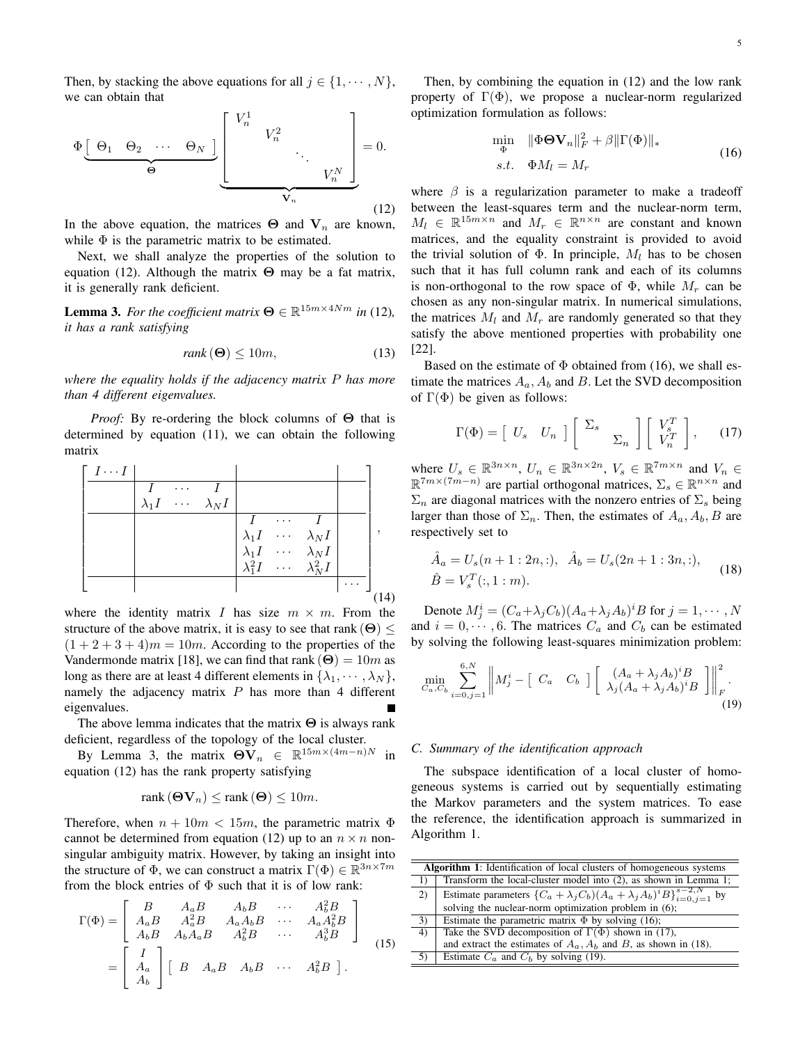Then, by stacking the above equations for all $j \in \{1, \cdots, N\}$, we can obtain that

$$\Phi \underbrace{\left[\begin{array}{cccc} \Theta_1 & \Theta_2 & \cdots & \Theta_N \end{array}\right]}_{\mathbf{\Theta}} \underbrace{\left[\begin{array}{cccc} V_n^1 & & & \\ & V_n^2 & & \\ & & \ddots & \\ & & & V_n^N \end{array}\right]}_{\mathbf{V}_n} = 0. \tag{12}$$

In the above equation, the matrices $\mathbf{\Theta}$ and $\mathbf{V}_n$ are known, while $\Phi$ is the parametric matrix to be estimated.

Next, we shall analyze the properties of the solution to equation (12). Although the matrix $\mathbf{\Theta}$ may be a fat matrix, it is generally rank deficient.

**Lemma 3.** *For the coefficient matrix $\mathbf{\Theta} \in \mathbb{R}^{15m \times 4Nm}$ in (12), it has a rank satisfying*

$$\text{rank}\,(\mathbf{\Theta}) \le 10m, \tag{13}$$

*where the equality holds if the adjacency matrix $P$ has more than 4 different eigenvalues.*

*Proof:* By re-ordering the block columns of $\mathbf{\Theta}$ that is determined by equation (11), we can obtain the following matrix

$$\left[\begin{array}{c|ccc|ccc|c} I \cdots I & & & & & & & \\ \hline & I & \cdots & I & & & & \\ & \lambda_1 I & \cdots & \lambda_N I & & & & \\ \hline & & & & I & \cdots & I & \\ & & & & \lambda_1 I & \cdots & \lambda_N I & \\ & & & & \lambda_1 I & \cdots & \lambda_N I & \\ & & & & \lambda_1^2 I & \cdots & \lambda_N^2 I & \\ \hline & & & & & & & \cdots \end{array}\right], \tag{14}$$

where the identity matrix $I$ has size $m \times m$. From the structure of the above matrix, it is easy to see that $\text{rank}\,(\mathbf{\Theta}) \le (1+2+3+4)m = 10m$. According to the properties of the Vandermonde matrix [18], we can find that $\text{rank}\,(\mathbf{\Theta}) = 10m$ as long as there are at least 4 different elements in $\{\lambda_1, \cdots, \lambda_N\}$, namely the adjacency matrix $P$ has more than 4 different eigenvalues. ∎

The above lemma indicates that the matrix $\mathbf{\Theta}$ is always rank deficient, regardless of the topology of the local cluster.

By Lemma 3, the matrix $\mathbf{\Theta V}_n \in \mathbb{R}^{15m \times (4m-n)N}$ in equation (12) has the rank property satisfying

$$\text{rank}\,(\mathbf{\Theta V}_n) \le \text{rank}\,(\mathbf{\Theta}) \le 10m.$$

Therefore, when $n + 10m < 15m$, the parametric matrix $\Phi$ cannot be determined from equation (12) up to an $n \times n$ non-singular ambiguity matrix. However, by taking an insight into the structure of $\Phi$, we can construct a matrix $\Gamma(\Phi) \in \mathbb{R}^{3n \times 7m}$ from the block entries of $\Phi$ such that it is of low rank:

$$\begin{aligned} \Gamma(\Phi) &= \left[\begin{array}{ccccc} B & A_a B & A_b B & \cdots & A_b^2 B \\ A_a B & A_a^2 B & A_a A_b B & \cdots & A_a A_b^2 B \\ A_b B & A_b A_a B & A_b^2 B & \cdots & A_b^3 B \end{array}\right] \\ &= \left[\begin{array}{c} I \\ A_a \\ A_b \end{array}\right] \left[\begin{array}{ccccc} B & A_a B & A_b B & \cdots & A_b^2 B \end{array}\right]. \end{aligned} \tag{15}$$

Then, by combining the equation in (12) and the low rank property of $\Gamma(\Phi)$, we propose a nuclear-norm regularized optimization formulation as follows:

$$\begin{aligned} \min_{\Phi} \quad & \|\Phi \mathbf{\Theta V}_n\|_F^2 + \beta \|\Gamma(\Phi)\|_* \\ s.t. \quad & \Phi M_l = M_r \end{aligned} \tag{16}$$

where $\beta$ is a regularization parameter to make a tradeoff between the least-squares term and the nuclear-norm term, $M_l \in \mathbb{R}^{15m \times n}$ and $M_r \in \mathbb{R}^{n \times n}$ are constant and known matrices, and the equality constraint is provided to avoid the trivial solution of $\Phi$. In principle, $M_l$ has to be chosen such that it has full column rank and each of its columns is non-orthogonal to the row space of $\Phi$, while $M_r$ can be chosen as any non-singular matrix. In numerical simulations, the matrices $M_l$ and $M_r$ are randomly generated so that they satisfy the above mentioned properties with probability one [22].

Based on the estimate of $\Phi$ obtained from (16), we shall estimate the matrices $A_a, A_b$ and $B$. Let the SVD decomposition of $\Gamma(\Phi)$ be given as follows:

$$\Gamma(\Phi) = \left[\begin{array}{cc} U_s & U_n \end{array}\right] \left[\begin{array}{cc} \Sigma_s & \\ & \Sigma_n \end{array}\right] \left[\begin{array}{c} V_s^T \\ V_n^T \end{array}\right], \tag{17}$$

where $U_s \in \mathbb{R}^{3n \times n}$, $U_n \in \mathbb{R}^{3n \times 2n}$, $V_s \in \mathbb{R}^{7m \times n}$ and $V_n \in \mathbb{R}^{7m \times (7m-n)}$ are partial orthogonal matrices, $\Sigma_s \in \mathbb{R}^{n \times n}$ and $\Sigma_n$ are diagonal matrices with the nonzero entries of $\Sigma_s$ being larger than those of $\Sigma_n$. Then, the estimates of $A_a, A_b, B$ are respectively set to

$$\begin{aligned} &\hat{A}_a = U_s(n+1:2n,:), \quad \hat{A}_b = U_s(2n+1:3n,:), \\ &\hat{B} = V_s^T(:,1:m). \end{aligned} \tag{18}$$

Denote $M_j^i = (C_a + \lambda_j C_b)(A_a + \lambda_j A_b)^i B$ for $j = 1, \cdots, N$ and $i = 0, \cdots, 6$. The matrices $C_a$ and $C_b$ can be estimated by solving the following least-squares minimization problem:

$$\min_{C_a, C_b} \sum_{i=0,j=1}^{6,N} \left\| M_j^i - \left[\begin{array}{cc} C_a & C_b \end{array}\right] \left[\begin{array}{c} (A_a + \lambda_j A_b)^i B \\ \lambda_j (A_a + \lambda_j A_b)^i B \end{array}\right] \right\|_F^2. \tag{19}$$

### C. Summary of the identification approach

The subspace identification of a local cluster of homogeneous systems is carried out by sequentially estimating the Markov parameters and the system matrices. To ease the reference, the identification approach is summarized in Algorithm 1.

| **Algorithm 1**: Identification of local clusters of homogeneous systems | |
|---|---|
| 1) | Transform the local-cluster model into (2), as shown in Lemma 1; |
| 2) | Estimate parameters $\{(C_a + \lambda_j C_b)(A_a + \lambda_j A_b)^i B\}_{i=0,j=1}^{s-2,N}$ by solving the nuclear-norm optimization problem in (6); |
| 3) | Estimate the parametric matrix $\Phi$ by solving (16); |
| 4) | Take the SVD decomposition of $\Gamma(\Phi)$ shown in (17), and extract the estimates of $A_a, A_b$ and $B$, as shown in (18). |
| 5) | Estimate $C_a$ and $C_b$ by solving (19). |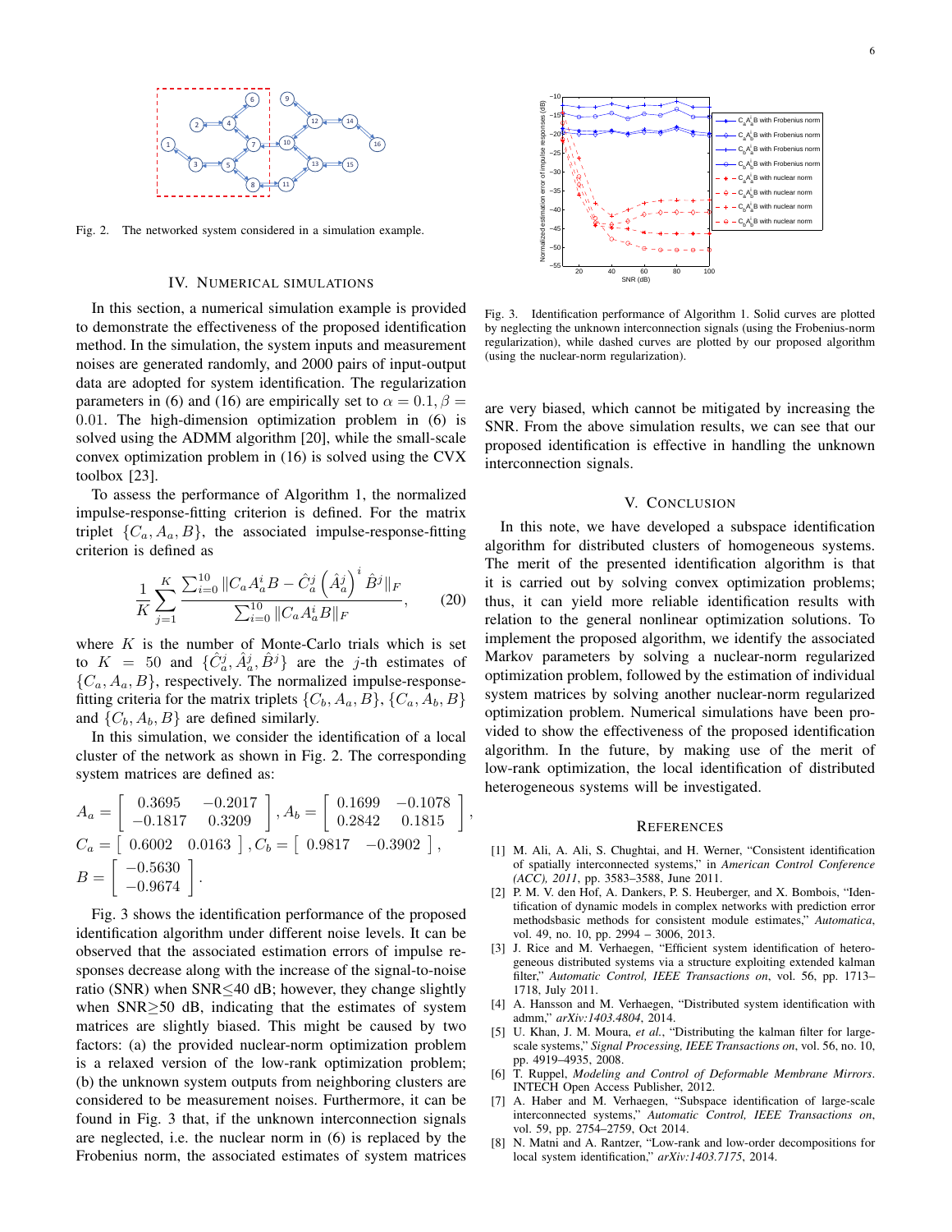Fig. 2. The networked system considered in a simulation example.

Fig. 3. Identification performance of Algorithm 1. Solid curves are plotted by neglecting the unknown interconnection signals (using the Frobenius-norm regularization), while dashed curves are plotted by our proposed algorithm (using the nuclear-norm regularization).

## IV. Numerical Simulations

In this section, a numerical simulation example is provided to demonstrate the effectiveness of the proposed identification method. In the simulation, the system inputs and measurement noises are generated randomly, and 2000 pairs of input-output data are adopted for system identification. The regularization parameters in (6) and (16) are empirically set to $\alpha = 0.1, \beta = 0.01$. The high-dimension optimization problem in (6) is solved using the ADMM algorithm [20], while the small-scale convex optimization problem in (16) is solved using the CVX toolbox [23].

To assess the performance of Algorithm 1, the normalized impulse-response-fitting criterion is defined. For the matrix triplet $\{C_a, A_a, B\}$, the associated impulse-response-fitting criterion is defined as

$$\frac{1}{K}\sum_{j=1}^{K}\frac{\sum_{i=0}^{10}\|C_aA_a^iB-\hat{C}_a^j\left(\hat{A}_a^j\right)^i\hat{B}^j\|_F}{\sum_{i=0}^{10}\|C_aA_a^iB\|_F}, \tag{20}$$

where $K$ is the number of Monte-Carlo trials which is set to $K = 50$ and $\{\hat{C}_a^j, \hat{A}_a^j, \hat{B}^j\}$ are the $j$-th estimates of $\{C_a, A_a, B\}$, respectively. The normalized impulse-response-fitting criteria for the matrix triplets $\{C_b, A_a, B\}$, $\{C_a, A_b, B\}$ and $\{C_b, A_b, B\}$ are defined similarly.

In this simulation, we consider the identification of a local cluster of the network as shown in Fig. 2. The corresponding system matrices are defined as:

$$A_a = \begin{bmatrix} 0.3695 & -0.2017 \\ -0.1817 & 0.3209 \end{bmatrix}, A_b = \begin{bmatrix} 0.1699 & -0.1078 \\ 0.2842 & 0.1815 \end{bmatrix},$$
$$C_a = \begin{bmatrix} 0.6002 & 0.0163 \end{bmatrix}, C_b = \begin{bmatrix} 0.9817 & -0.3902 \end{bmatrix},$$
$$B = \begin{bmatrix} -0.5630 \\ -0.9674 \end{bmatrix}.$$

Fig. 3 shows the identification performance of the proposed identification algorithm under different noise levels. It can be observed that the associated estimation errors of impulse responses decrease along with the increase of the signal-to-noise ratio (SNR) when SNR$\leq$40 dB; however, they change slightly when SNR$\geq$50 dB, indicating that the estimates of system matrices are slightly biased. This might be caused by two factors: (a) the provided nuclear-norm optimization problem is a relaxed version of the low-rank optimization problem; (b) the unknown system outputs from neighboring clusters are considered to be measurement noises. Furthermore, it can be found in Fig. 3 that, if the unknown interconnection signals are neglected, i.e. the nuclear norm in (6) is replaced by the Frobenius norm, the associated estimates of system matrices are very biased, which cannot be mitigated by increasing the SNR. From the above simulation results, we can see that our proposed identification is effective in handling the unknown interconnection signals.

## V. Conclusion

In this note, we have developed a subspace identification algorithm for distributed clusters of homogeneous systems. The merit of the presented identification algorithm is that it is carried out by solving convex optimization problems; thus, it can yield more reliable identification results with relation to the general nonlinear optimization solutions. To implement the proposed algorithm, we identify the associated Markov parameters by solving a nuclear-norm regularized optimization problem, followed by the estimation of individual system matrices by solving another nuclear-norm regularized optimization problem. Numerical simulations have been provided to show the effectiveness of the proposed identification algorithm. In the future, by making use of the merit of low-rank optimization, the local identification of distributed heterogeneous systems will be investigated.

## References

[1] M. Ali, A. Ali, S. Chughtai, and H. Werner, "Consistent identification of spatially interconnected systems," in *American Control Conference (ACC), 2011*, pp. 3583–3588, June 2011.

[2] P. M. V. den Hof, A. Dankers, P. S. Heuberger, and X. Bombois, "Identification of dynamic models in complex networks with prediction error methodsbasic methods for consistent module estimates," *Automatica*, vol. 49, no. 10, pp. 2994 – 3006, 2013.

[3] J. Rice and M. Verhaegen, "Efficient system identification of heterogeneous distributed systems via a structure exploiting extended kalman filter," *Automatic Control, IEEE Transactions on*, vol. 56, pp. 1713–1718, July 2011.

[4] A. Hansson and M. Verhaegen, "Distributed system identification with admm," *arXiv:1403.4804*, 2014.

[5] U. Khan, J. M. Moura, *et al.*, "Distributing the kalman filter for large-scale systems," *Signal Processing, IEEE Transactions on*, vol. 56, no. 10, pp. 4919–4935, 2008.

[6] T. Ruppel, *Modeling and Control of Deformable Membrane Mirrors*. INTECH Open Access Publisher, 2012.

[7] A. Haber and M. Verhaegen, "Subspace identification of large-scale interconnected systems," *Automatic Control, IEEE Transactions on*, vol. 59, pp. 2754–2759, Oct 2014.

[8] N. Matni and A. Rantzer, "Low-rank and low-order decompositions for local system identification," *arXiv:1403.7175*, 2014.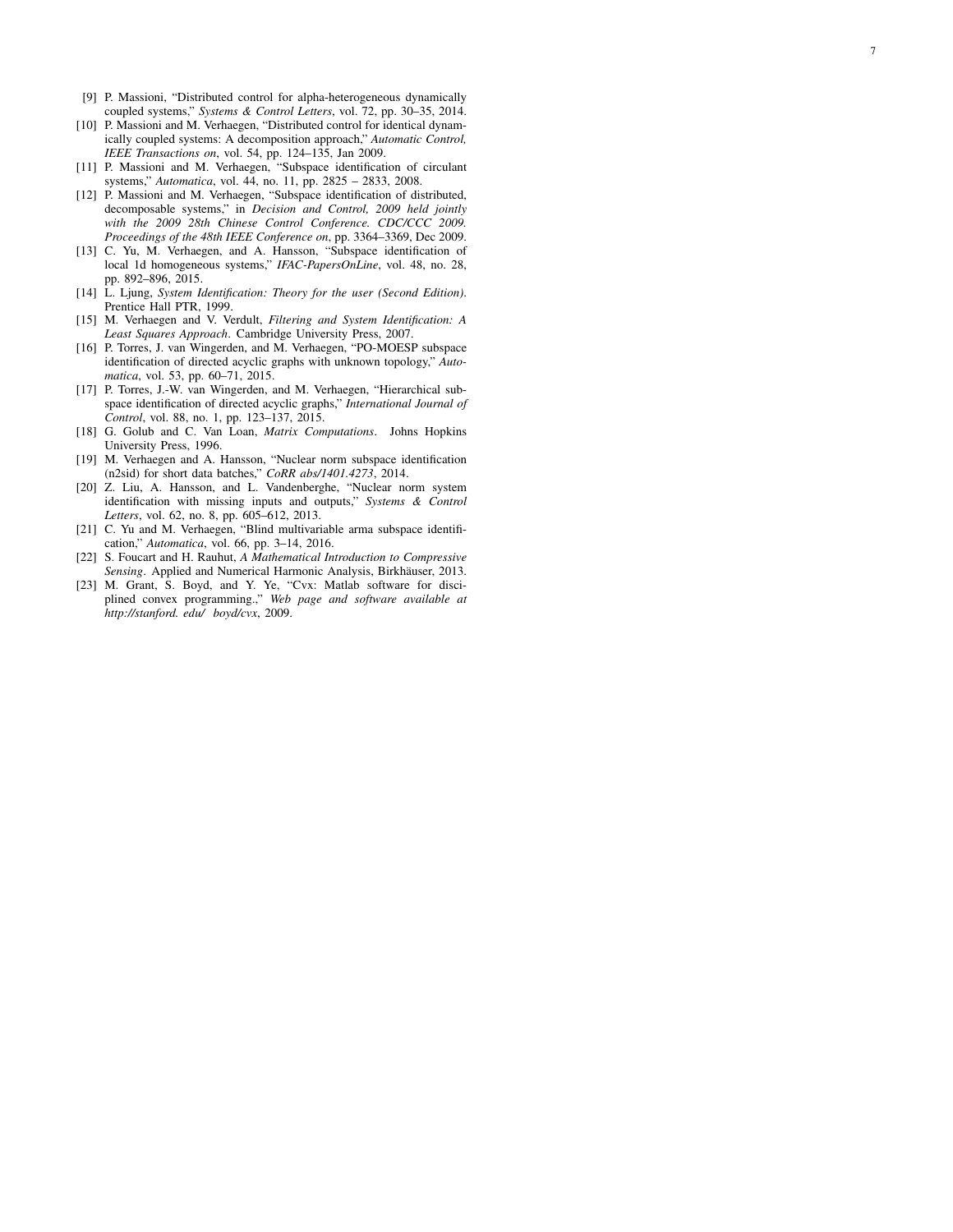[9] P. Massioni, "Distributed control for alpha-heterogeneous dynamically coupled systems," *Systems & Control Letters*, vol. 72, pp. 30–35, 2014.

[10] P. Massioni and M. Verhaegen, "Distributed control for identical dynamically coupled systems: A decomposition approach," *Automatic Control, IEEE Transactions on*, vol. 54, pp. 124–135, Jan 2009.

[11] P. Massioni and M. Verhaegen, "Subspace identification of circulant systems," *Automatica*, vol. 44, no. 11, pp. 2825 – 2833, 2008.

[12] P. Massioni and M. Verhaegen, "Subspace identification of distributed, decomposable systems," in *Decision and Control, 2009 held jointly with the 2009 28th Chinese Control Conference. CDC/CCC 2009. Proceedings of the 48th IEEE Conference on*, pp. 3364–3369, Dec 2009.

[13] C. Yu, M. Verhaegen, and A. Hansson, "Subspace identification of local 1d homogeneous systems," *IFAC-PapersOnLine*, vol. 48, no. 28, pp. 892–896, 2015.

[14] L. Ljung, *System Identification: Theory for the user (Second Edition)*. Prentice Hall PTR, 1999.

[15] M. Verhaegen and V. Verdult, *Filtering and System Identification: A Least Squares Approach*. Cambridge University Press, 2007.

[16] P. Torres, J. van Wingerden, and M. Verhaegen, "PO-MOESP subspace identification of directed acyclic graphs with unknown topology," *Automatica*, vol. 53, pp. 60–71, 2015.

[17] P. Torres, J.-W. van Wingerden, and M. Verhaegen, "Hierarchical subspace identification of directed acyclic graphs," *International Journal of Control*, vol. 88, no. 1, pp. 123–137, 2015.

[18] G. Golub and C. Van Loan, *Matrix Computations*. Johns Hopkins University Press, 1996.

[19] M. Verhaegen and A. Hansson, "Nuclear norm subspace identification (n2sid) for short data batches," *CoRR abs/1401.4273*, 2014.

[20] Z. Liu, A. Hansson, and L. Vandenberghe, "Nuclear norm system identification with missing inputs and outputs," *Systems & Control Letters*, vol. 62, no. 8, pp. 605–612, 2013.

[21] C. Yu and M. Verhaegen, "Blind multivariable arma subspace identification," *Automatica*, vol. 66, pp. 3–14, 2016.

[22] S. Foucart and H. Rauhut, *A Mathematical Introduction to Compressive Sensing*. Applied and Numerical Harmonic Analysis, Birkhäuser, 2013.

[23] M. Grant, S. Boyd, and Y. Ye, "Cvx: Matlab software for disciplined convex programming.," *Web page and software available at http://stanford. edu/ boyd/cvx*, 2009.